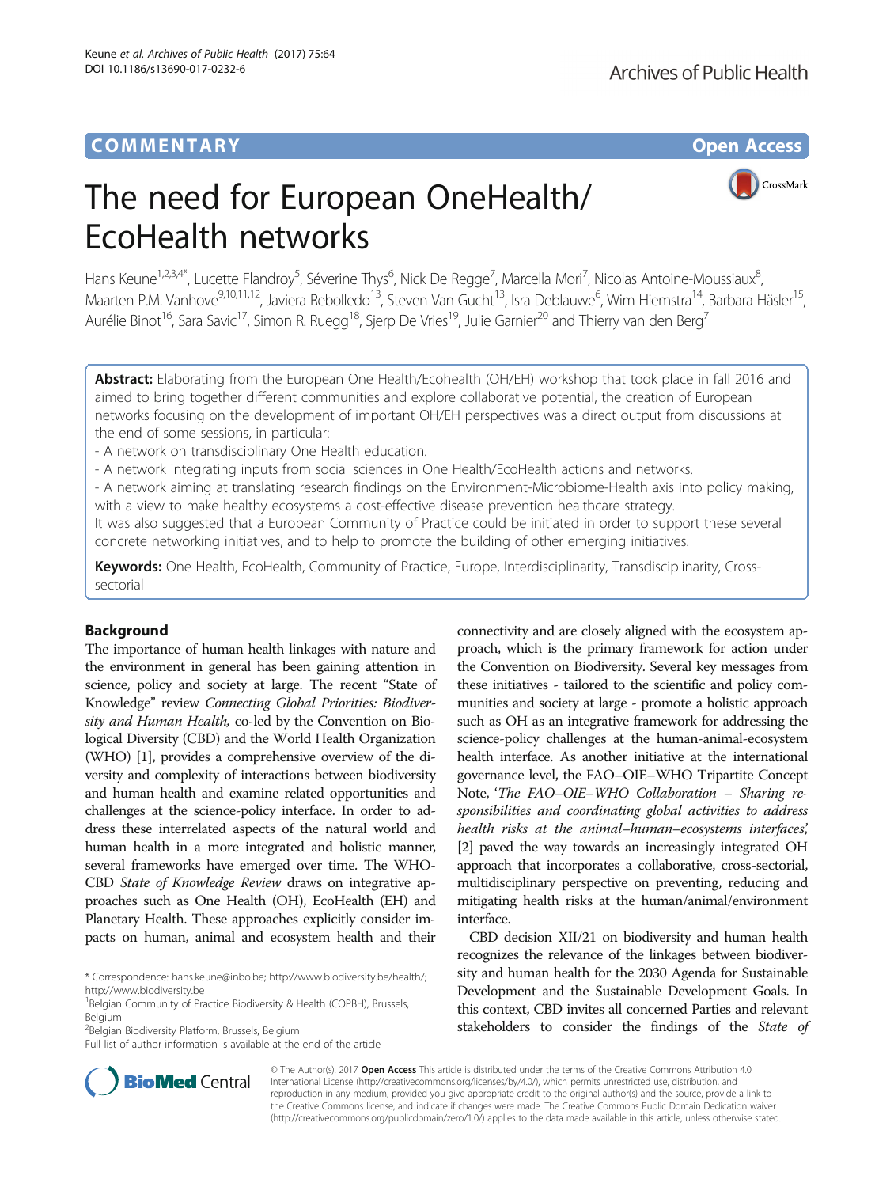COMMENTARY

Open Access

# The need for European OneHealth/EcoHealth networks

Hans Keune[1,2,3,4*], Lucette Flandroy[5], Séverine Thys[6], Nick De Regge[7], Marcella Mori[7], Nicolas Antoine-Moussiaux[8], Maarten P.M. Vanhove[9,10,11,12], Javiera Rebolledo[13], Steven Van Gucht[13], Isra Deblauwe[6], Wim Hiemstra[14], Barbara Häsler[15], Aurélie Binot[16], Sara Savic[17], Simon R. Ruegg[18], Sjerp De Vries[19], Julie Garnier[20] and Thierry van den Berg[7]

**Abstract:** Elaborating from the European One Health/Ecohealth (OH/EH) workshop that took place in fall 2016 and aimed to bring together different communities and explore collaborative potential, the creation of European networks focusing on the development of important OH/EH perspectives was a direct output from discussions at the end of some sessions, in particular:

- A network on transdisciplinary One Health education.
- A network integrating inputs from social sciences in One Health/EcoHealth actions and networks.
- A network aiming at translating research findings on the Environment-Microbiome-Health axis into policy making, with a view to make healthy ecosystems a cost-effective disease prevention healthcare strategy.

It was also suggested that a European Community of Practice could be initiated in order to support these several concrete networking initiatives, and to help to promote the building of other emerging initiatives.

**Keywords:** One Health, EcoHealth, Community of Practice, Europe, Interdisciplinarity, Transdisciplinarity, Cross-sectorial

## Background

The importance of human health linkages with nature and the environment in general has been gaining attention in science, policy and society at large. The recent "State of Knowledge" review *Connecting Global Priorities: Biodiversity and Human Health,* co-led by the Convention on Biological Diversity (CBD) and the World Health Organization (WHO) [1], provides a comprehensive overview of the diversity and complexity of interactions between biodiversity and human health and examine related opportunities and challenges at the science-policy interface. In order to address these interrelated aspects of the natural world and human health in a more integrated and holistic manner, several frameworks have emerged over time. The WHO-CBD *State of Knowledge Review* draws on integrative approaches such as One Health (OH), EcoHealth (EH) and Planetary Health. These approaches explicitly consider impacts on human, animal and ecosystem health and their connectivity and are closely aligned with the ecosystem approach, which is the primary framework for action under the Convention on Biodiversity. Several key messages from these initiatives - tailored to the scientific and policy communities and society at large - promote a holistic approach such as OH as an integrative framework for addressing the science-policy challenges at the human-animal-ecosystem health interface. As another initiative at the international governance level, the FAO–OIE–WHO Tripartite Concept Note, '*The FAO–OIE–WHO Collaboration – Sharing responsibilities and coordinating global activities to address health risks at the animal–human–ecosystems interfaces*,' [2] paved the way towards an increasingly integrated OH approach that incorporates a collaborative, cross-sectorial, multidisciplinary perspective on preventing, reducing and mitigating health risks at the human/animal/environment interface.

CBD decision XII/21 on biodiversity and human health recognizes the relevance of the linkages between biodiversity and human health for the 2030 Agenda for Sustainable Development and the Sustainable Development Goals. In this context, CBD invites all concerned Parties and relevant stakeholders to consider the findings of the *State of*

\* Correspondence: hans.keune@inbo.be; http://www.biodiversity.be/health/; http://www.biodiversity.be

[1]Belgian Community of Practice Biodiversity & Health (COPBH), Brussels, Belgium

[2]Belgian Biodiversity Platform, Brussels, Belgium

Full list of author information is available at the end of the article

© The Author(s). 2017 **Open Access** This article is distributed under the terms of the Creative Commons Attribution 4.0 International License (http://creativecommons.org/licenses/by/4.0/), which permits unrestricted use, distribution, and reproduction in any medium, provided you give appropriate credit to the original author(s) and the source, provide a link to the Creative Commons license, and indicate if changes were made. The Creative Commons Public Domain Dedication waiver (http://creativecommons.org/publicdomain/zero/1.0/) applies to the data made available in this article, unless otherwise stated.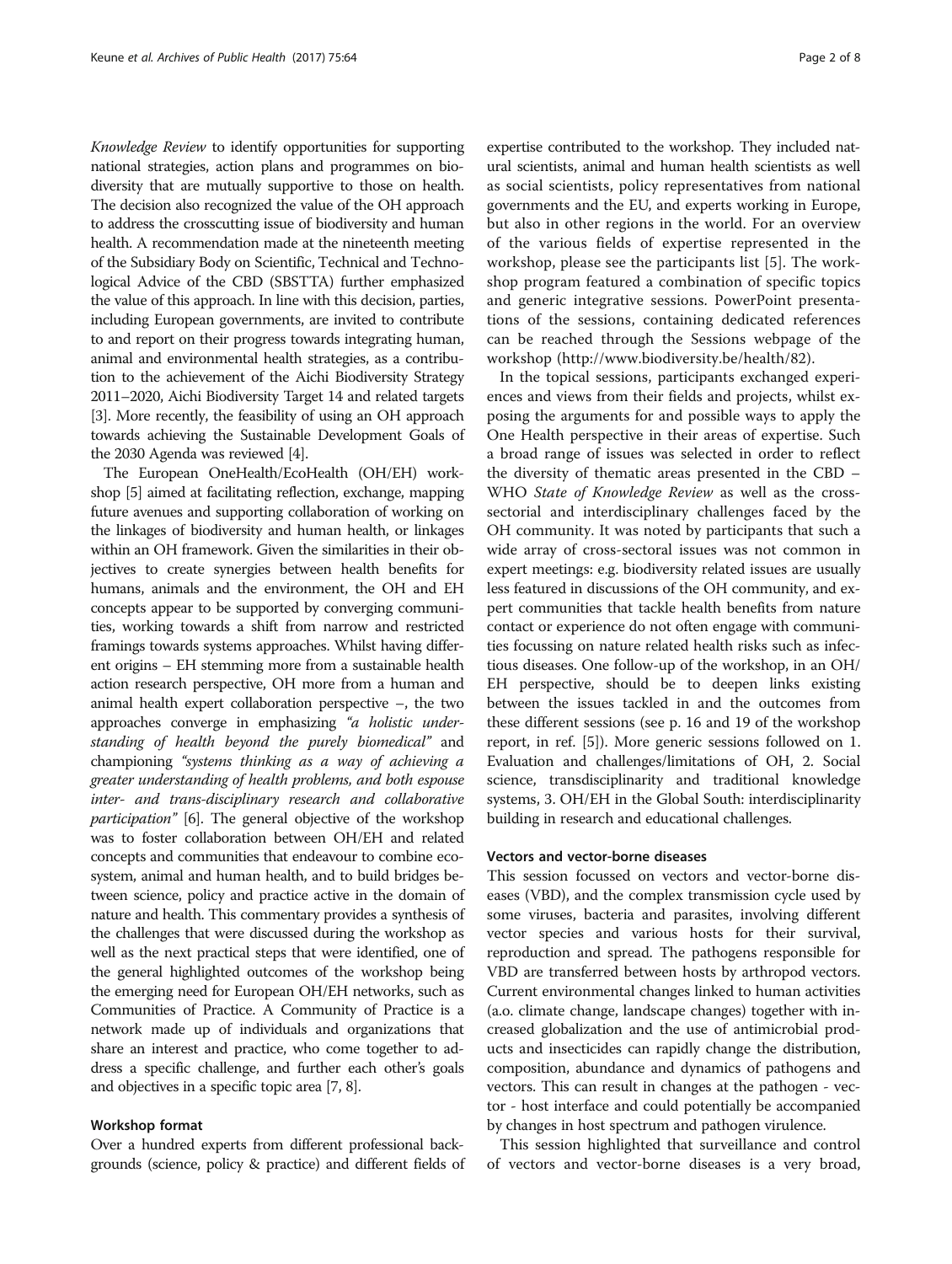*Knowledge Review* to identify opportunities for supporting national strategies, action plans and programmes on biodiversity that are mutually supportive to those on health. The decision also recognized the value of the OH approach to address the crosscutting issue of biodiversity and human health. A recommendation made at the nineteenth meeting of the Subsidiary Body on Scientific, Technical and Technological Advice of the CBD (SBSTTA) further emphasized the value of this approach. In line with this decision, parties, including European governments, are invited to contribute to and report on their progress towards integrating human, animal and environmental health strategies, as a contribution to the achievement of the Aichi Biodiversity Strategy 2011–2020, Aichi Biodiversity Target 14 and related targets [3]. More recently, the feasibility of using an OH approach towards achieving the Sustainable Development Goals of the 2030 Agenda was reviewed [4].

The European OneHealth/EcoHealth (OH/EH) workshop [5] aimed at facilitating reflection, exchange, mapping future avenues and supporting collaboration of working on the linkages of biodiversity and human health, or linkages within an OH framework. Given the similarities in their objectives to create synergies between health benefits for humans, animals and the environment, the OH and EH concepts appear to be supported by converging communities, working towards a shift from narrow and restricted framings towards systems approaches. Whilst having different origins – EH stemming more from a sustainable health action research perspective, OH more from a human and animal health expert collaboration perspective –, the two approaches converge in emphasizing *"a holistic understanding of health beyond the purely biomedical"* and championing *"systems thinking as a way of achieving a greater understanding of health problems, and both espouse inter- and trans-disciplinary research and collaborative participation"* [6]. The general objective of the workshop was to foster collaboration between OH/EH and related concepts and communities that endeavour to combine ecosystem, animal and human health, and to build bridges between science, policy and practice active in the domain of nature and health. This commentary provides a synthesis of the challenges that were discussed during the workshop as well as the next practical steps that were identified, one of the general highlighted outcomes of the workshop being the emerging need for European OH/EH networks, such as Communities of Practice. A Community of Practice is a network made up of individuals and organizations that share an interest and practice, who come together to address a specific challenge, and further each other's goals and objectives in a specific topic area [7, 8].

## Workshop format

Over a hundred experts from different professional backgrounds (science, policy & practice) and different fields of expertise contributed to the workshop. They included natural scientists, animal and human health scientists as well as social scientists, policy representatives from national governments and the EU, and experts working in Europe, but also in other regions in the world. For an overview of the various fields of expertise represented in the workshop, please see the participants list [5]. The workshop program featured a combination of specific topics and generic integrative sessions. PowerPoint presentations of the sessions, containing dedicated references can be reached through the Sessions webpage of the workshop (http://www.biodiversity.be/health/82).

In the topical sessions, participants exchanged experiences and views from their fields and projects, whilst exposing the arguments for and possible ways to apply the One Health perspective in their areas of expertise. Such a broad range of issues was selected in order to reflect the diversity of thematic areas presented in the CBD – WHO *State of Knowledge Review* as well as the cross-sectorial and interdisciplinary challenges faced by the OH community. It was noted by participants that such a wide array of cross-sectoral issues was not common in expert meetings: e.g. biodiversity related issues are usually less featured in discussions of the OH community, and expert communities that tackle health benefits from nature contact or experience do not often engage with communities focussing on nature related health risks such as infectious diseases. One follow-up of the workshop, in an OH/EH perspective, should be to deepen links existing between the issues tackled in and the outcomes from these different sessions (see p. 16 and 19 of the workshop report, in ref. [5]). More generic sessions followed on 1. Evaluation and challenges/limitations of OH, 2. Social science, transdisciplinarity and traditional knowledge systems, 3. OH/EH in the Global South: interdisciplinarity building in research and educational challenges.

## Vectors and vector-borne diseases

This session focussed on vectors and vector-borne diseases (VBD), and the complex transmission cycle used by some viruses, bacteria and parasites, involving different vector species and various hosts for their survival, reproduction and spread. The pathogens responsible for VBD are transferred between hosts by arthropod vectors. Current environmental changes linked to human activities (a.o. climate change, landscape changes) together with increased globalization and the use of antimicrobial products and insecticides can rapidly change the distribution, composition, abundance and dynamics of pathogens and vectors. This can result in changes at the pathogen - vector - host interface and could potentially be accompanied by changes in host spectrum and pathogen virulence.

This session highlighted that surveillance and control of vectors and vector-borne diseases is a very broad,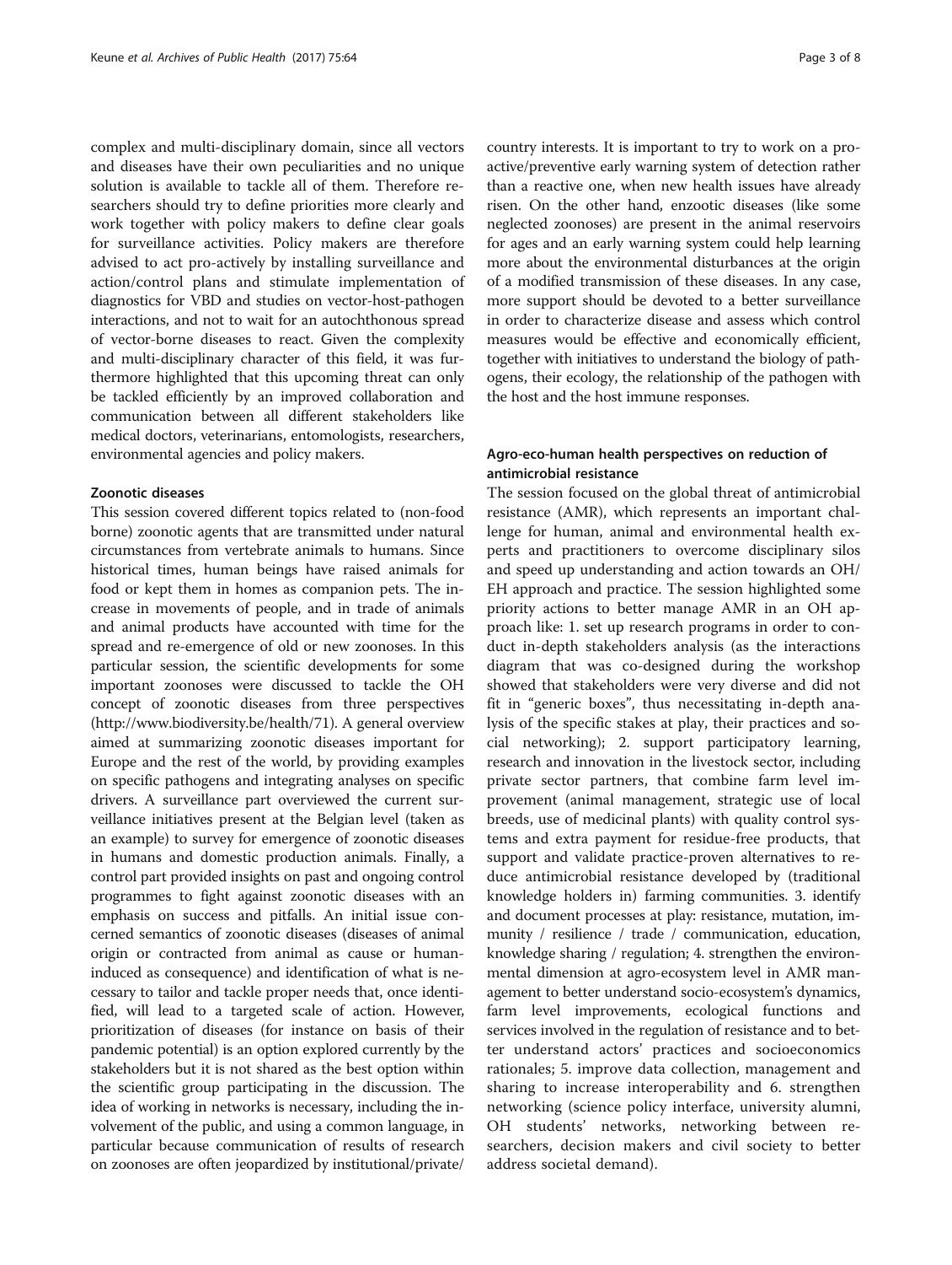complex and multi-disciplinary domain, since all vectors and diseases have their own peculiarities and no unique solution is available to tackle all of them. Therefore researchers should try to define priorities more clearly and work together with policy makers to define clear goals for surveillance activities. Policy makers are therefore advised to act pro-actively by installing surveillance and action/control plans and stimulate implementation of diagnostics for VBD and studies on vector-host-pathogen interactions, and not to wait for an autochthonous spread of vector-borne diseases to react. Given the complexity and multi-disciplinary character of this field, it was furthermore highlighted that this upcoming threat can only be tackled efficiently by an improved collaboration and communication between all different stakeholders like medical doctors, veterinarians, entomologists, researchers, environmental agencies and policy makers.

### Zoonotic diseases

This session covered different topics related to (non-food borne) zoonotic agents that are transmitted under natural circumstances from vertebrate animals to humans. Since historical times, human beings have raised animals for food or kept them in homes as companion pets. The increase in movements of people, and in trade of animals and animal products have accounted with time for the spread and re-emergence of old or new zoonoses. In this particular session, the scientific developments for some important zoonoses were discussed to tackle the OH concept of zoonotic diseases from three perspectives (http://www.biodiversity.be/health/71). A general overview aimed at summarizing zoonotic diseases important for Europe and the rest of the world, by providing examples on specific pathogens and integrating analyses on specific drivers. A surveillance part overviewed the current surveillance initiatives present at the Belgian level (taken as an example) to survey for emergence of zoonotic diseases in humans and domestic production animals. Finally, a control part provided insights on past and ongoing control programmes to fight against zoonotic diseases with an emphasis on success and pitfalls. An initial issue concerned semantics of zoonotic diseases (diseases of animal origin or contracted from animal as cause or human-induced as consequence) and identification of what is necessary to tailor and tackle proper needs that, once identified, will lead to a targeted scale of action. However, prioritization of diseases (for instance on basis of their pandemic potential) is an option explored currently by the stakeholders but it is not shared as the best option within the scientific group participating in the discussion. The idea of working in networks is necessary, including the involvement of the public, and using a common language, in particular because communication of results of research on zoonoses are often jeopardized by institutional/private/country interests. It is important to try to work on a pro-active/preventive early warning system of detection rather than a reactive one, when new health issues have already risen. On the other hand, enzootic diseases (like some neglected zoonoses) are present in the animal reservoirs for ages and an early warning system could help learning more about the environmental disturbances at the origin of a modified transmission of these diseases. In any case, more support should be devoted to a better surveillance in order to characterize disease and assess which control measures would be effective and economically efficient, together with initiatives to understand the biology of pathogens, their ecology, the relationship of the pathogen with the host and the host immune responses.

### Agro-eco-human health perspectives on reduction of antimicrobial resistance

The session focused on the global threat of antimicrobial resistance (AMR), which represents an important challenge for human, animal and environmental health experts and practitioners to overcome disciplinary silos and speed up understanding and action towards an OH/EH approach and practice. The session highlighted some priority actions to better manage AMR in an OH approach like: 1. set up research programs in order to conduct in-depth stakeholders analysis (as the interactions diagram that was co-designed during the workshop showed that stakeholders were very diverse and did not fit in "generic boxes", thus necessitating in-depth analysis of the specific stakes at play, their practices and social networking); 2. support participatory learning, research and innovation in the livestock sector, including private sector partners, that combine farm level improvement (animal management, strategic use of local breeds, use of medicinal plants) with quality control systems and extra payment for residue-free products, that support and validate practice-proven alternatives to reduce antimicrobial resistance developed by (traditional knowledge holders in) farming communities. 3. identify and document processes at play: resistance, mutation, immunity / resilience / trade / communication, education, knowledge sharing / regulation; 4. strengthen the environmental dimension at agro-ecosystem level in AMR management to better understand socio-ecosystem's dynamics, farm level improvements, ecological functions and services involved in the regulation of resistance and to better understand actors' practices and socioeconomics rationales; 5. improve data collection, management and sharing to increase interoperability and 6. strengthen networking (science policy interface, university alumni, OH students' networks, networking between researchers, decision makers and civil society to better address societal demand).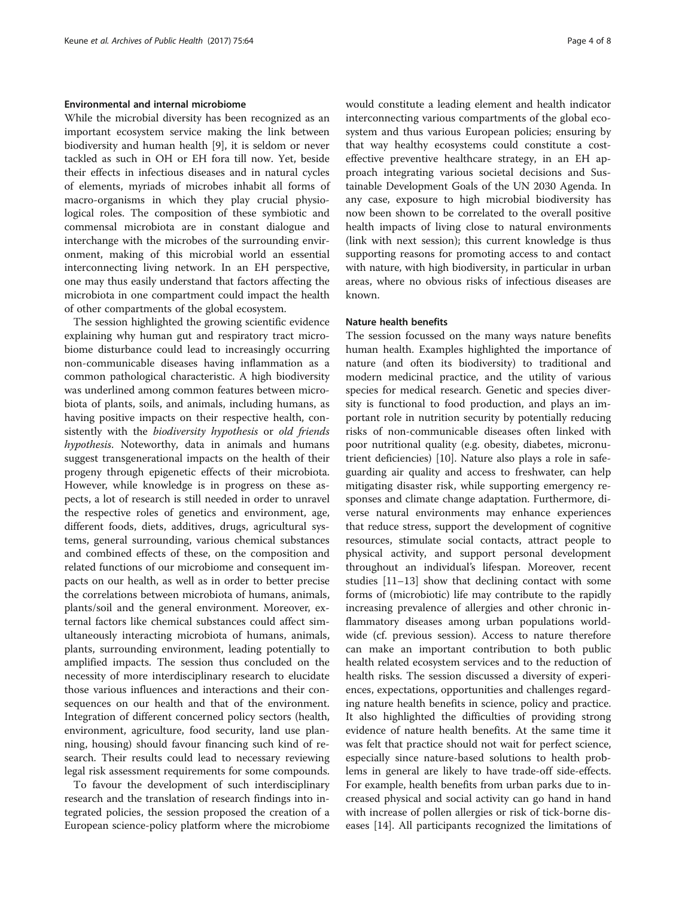### Environmental and internal microbiome

While the microbial diversity has been recognized as an important ecosystem service making the link between biodiversity and human health [9], it is seldom or never tackled as such in OH or EH fora till now. Yet, beside their effects in infectious diseases and in natural cycles of elements, myriads of microbes inhabit all forms of macro-organisms in which they play crucial physiological roles. The composition of these symbiotic and commensal microbiota are in constant dialogue and interchange with the microbes of the surrounding environment, making of this microbial world an essential interconnecting living network. In an EH perspective, one may thus easily understand that factors affecting the microbiota in one compartment could impact the health of other compartments of the global ecosystem.

The session highlighted the growing scientific evidence explaining why human gut and respiratory tract microbiome disturbance could lead to increasingly occurring non-communicable diseases having inflammation as a common pathological characteristic. A high biodiversity was underlined among common features between microbiota of plants, soils, and animals, including humans, as having positive impacts on their respective health, consistently with the *biodiversity hypothesis* or *old friends hypothesis*. Noteworthy, data in animals and humans suggest transgenerational impacts on the health of their progeny through epigenetic effects of their microbiota. However, while knowledge is in progress on these aspects, a lot of research is still needed in order to unravel the respective roles of genetics and environment, age, different foods, diets, additives, drugs, agricultural systems, general surrounding, various chemical substances and combined effects of these, on the composition and related functions of our microbiome and consequent impacts on our health, as well as in order to better precise the correlations between microbiota of humans, animals, plants/soil and the general environment. Moreover, external factors like chemical substances could affect simultaneously interacting microbiota of humans, animals, plants, surrounding environment, leading potentially to amplified impacts. The session thus concluded on the necessity of more interdisciplinary research to elucidate those various influences and interactions and their consequences on our health and that of the environment. Integration of different concerned policy sectors (health, environment, agriculture, food security, land use planning, housing) should favour financing such kind of research. Their results could lead to necessary reviewing legal risk assessment requirements for some compounds.

To favour the development of such interdisciplinary research and the translation of research findings into integrated policies, the session proposed the creation of a European science-policy platform where the microbiome would constitute a leading element and health indicator interconnecting various compartments of the global ecosystem and thus various European policies; ensuring by that way healthy ecosystems could constitute a cost-effective preventive healthcare strategy, in an EH approach integrating various societal decisions and Sustainable Development Goals of the UN 2030 Agenda. In any case, exposure to high microbial biodiversity has now been shown to be correlated to the overall positive health impacts of living close to natural environments (link with next session); this current knowledge is thus supporting reasons for promoting access to and contact with nature, with high biodiversity, in particular in urban areas, where no obvious risks of infectious diseases are known.

### Nature health benefits

The session focussed on the many ways nature benefits human health. Examples highlighted the importance of nature (and often its biodiversity) to traditional and modern medicinal practice, and the utility of various species for medical research. Genetic and species diversity is functional to food production, and plays an important role in nutrition security by potentially reducing risks of non-communicable diseases often linked with poor nutritional quality (e.g. obesity, diabetes, micronutrient deficiencies) [10]. Nature also plays a role in safeguarding air quality and access to freshwater, can help mitigating disaster risk, while supporting emergency responses and climate change adaptation. Furthermore, diverse natural environments may enhance experiences that reduce stress, support the development of cognitive resources, stimulate social contacts, attract people to physical activity, and support personal development throughout an individual's lifespan. Moreover, recent studies [11–13] show that declining contact with some forms of (microbiotic) life may contribute to the rapidly increasing prevalence of allergies and other chronic inflammatory diseases among urban populations worldwide (cf. previous session). Access to nature therefore can make an important contribution to both public health related ecosystem services and to the reduction of health risks. The session discussed a diversity of experiences, expectations, opportunities and challenges regarding nature health benefits in science, policy and practice. It also highlighted the difficulties of providing strong evidence of nature health benefits. At the same time it was felt that practice should not wait for perfect science, especially since nature-based solutions to health problems in general are likely to have trade-off side-effects. For example, health benefits from urban parks due to increased physical and social activity can go hand in hand with increase of pollen allergies or risk of tick-borne diseases [14]. All participants recognized the limitations of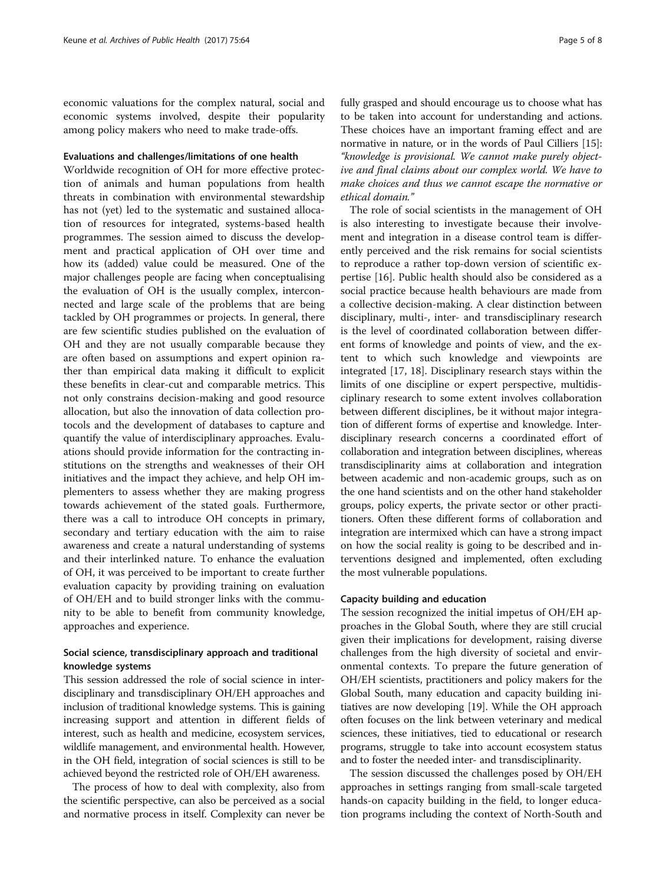economic valuations for the complex natural, social and economic systems involved, despite their popularity among policy makers who need to make trade-offs.

#### Evaluations and challenges/limitations of one health

Worldwide recognition of OH for more effective protection of animals and human populations from health threats in combination with environmental stewardship has not (yet) led to the systematic and sustained allocation of resources for integrated, systems-based health programmes. The session aimed to discuss the development and practical application of OH over time and how its (added) value could be measured. One of the major challenges people are facing when conceptualising the evaluation of OH is the usually complex, interconnected and large scale of the problems that are being tackled by OH programmes or projects. In general, there are few scientific studies published on the evaluation of OH and they are not usually comparable because they are often based on assumptions and expert opinion rather than empirical data making it difficult to explicit these benefits in clear-cut and comparable metrics. This not only constrains decision-making and good resource allocation, but also the innovation of data collection protocols and the development of databases to capture and quantify the value of interdisciplinary approaches. Evaluations should provide information for the contracting institutions on the strengths and weaknesses of their OH initiatives and the impact they achieve, and help OH implementers to assess whether they are making progress towards achievement of the stated goals. Furthermore, there was a call to introduce OH concepts in primary, secondary and tertiary education with the aim to raise awareness and create a natural understanding of systems and their interlinked nature. To enhance the evaluation of OH, it was perceived to be important to create further evaluation capacity by providing training on evaluation of OH/EH and to build stronger links with the community to be able to benefit from community knowledge, approaches and experience.

### Social science, transdisciplinary approach and traditional knowledge systems

This session addressed the role of social science in interdisciplinary and transdisciplinary OH/EH approaches and inclusion of traditional knowledge systems. This is gaining increasing support and attention in different fields of interest, such as health and medicine, ecosystem services, wildlife management, and environmental health. However, in the OH field, integration of social sciences is still to be achieved beyond the restricted role of OH/EH awareness.

The process of how to deal with complexity, also from the scientific perspective, can also be perceived as a social and normative process in itself. Complexity can never be fully grasped and should encourage us to choose what has to be taken into account for understanding and actions. These choices have an important framing effect and are normative in nature, or in the words of Paul Cilliers [15]: *"knowledge is provisional. We cannot make purely objective and final claims about our complex world. We have to make choices and thus we cannot escape the normative or ethical domain."*

The role of social scientists in the management of OH is also interesting to investigate because their involvement and integration in a disease control team is differently perceived and the risk remains for social scientists to reproduce a rather top-down version of scientific expertise [16]. Public health should also be considered as a social practice because health behaviours are made from a collective decision-making. A clear distinction between disciplinary, multi-, inter- and transdisciplinary research is the level of coordinated collaboration between different forms of knowledge and points of view, and the extent to which such knowledge and viewpoints are integrated [17, 18]. Disciplinary research stays within the limits of one discipline or expert perspective, multidisciplinary research to some extent involves collaboration between different disciplines, be it without major integration of different forms of expertise and knowledge. Interdisciplinary research concerns a coordinated effort of collaboration and integration between disciplines, whereas transdisciplinarity aims at collaboration and integration between academic and non-academic groups, such as on the one hand scientists and on the other hand stakeholder groups, policy experts, the private sector or other practitioners. Often these different forms of collaboration and integration are intermixed which can have a strong impact on how the social reality is going to be described and interventions designed and implemented, often excluding the most vulnerable populations.

#### Capacity building and education

The session recognized the initial impetus of OH/EH approaches in the Global South, where they are still crucial given their implications for development, raising diverse challenges from the high diversity of societal and environmental contexts. To prepare the future generation of OH/EH scientists, practitioners and policy makers for the Global South, many education and capacity building initiatives are now developing [19]. While the OH approach often focuses on the link between veterinary and medical sciences, these initiatives, tied to educational or research programs, struggle to take into account ecosystem status and to foster the needed inter- and transdisciplinarity.

The session discussed the challenges posed by OH/EH approaches in settings ranging from small-scale targeted hands-on capacity building in the field, to longer education programs including the context of North-South and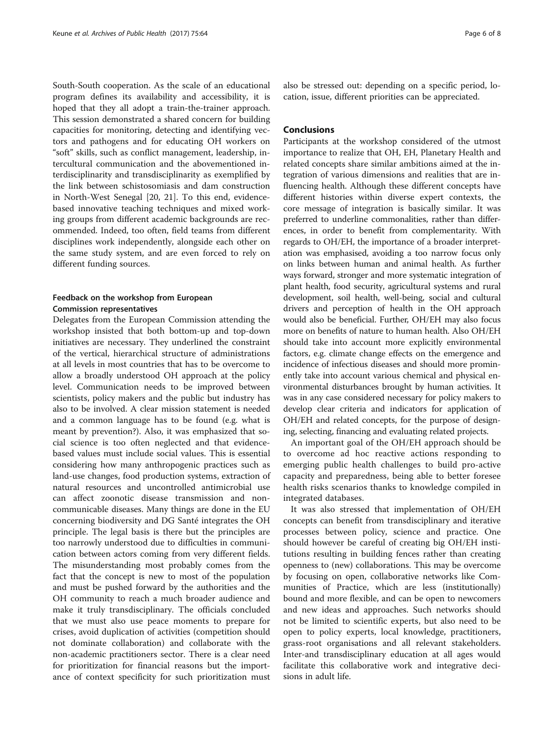South-South cooperation. As the scale of an educational program defines its availability and accessibility, it is hoped that they all adopt a train-the-trainer approach. This session demonstrated a shared concern for building capacities for monitoring, detecting and identifying vectors and pathogens and for educating OH workers on "soft" skills, such as conflict management, leadership, intercultural communication and the abovementioned interdisciplinarity and transdisciplinarity as exemplified by the link between schistosomiasis and dam construction in North-West Senegal [20, 21]. To this end, evidence-based innovative teaching techniques and mixed working groups from different academic backgrounds are recommended. Indeed, too often, field teams from different disciplines work independently, alongside each other on the same study system, and are even forced to rely on different funding sources.

### Feedback on the workshop from European Commission representatives

Delegates from the European Commission attending the workshop insisted that both bottom-up and top-down initiatives are necessary. They underlined the constraint of the vertical, hierarchical structure of administrations at all levels in most countries that has to be overcome to allow a broadly understood OH approach at the policy level. Communication needs to be improved between scientists, policy makers and the public but industry has also to be involved. A clear mission statement is needed and a common language has to be found (e.g. what is meant by prevention?). Also, it was emphasized that social science is too often neglected and that evidence-based values must include social values. This is essential considering how many anthropogenic practices such as land-use changes, food production systems, extraction of natural resources and uncontrolled antimicrobial use can affect zoonotic disease transmission and non-communicable diseases. Many things are done in the EU concerning biodiversity and DG Santé integrates the OH principle. The legal basis is there but the principles are too narrowly understood due to difficulties in communication between actors coming from very different fields. The misunderstanding most probably comes from the fact that the concept is new to most of the population and must be pushed forward by the authorities and the OH community to reach a much broader audience and make it truly transdisciplinary. The officials concluded that we must also use peace moments to prepare for crises, avoid duplication of activities (competition should not dominate collaboration) and collaborate with the non-academic practitioners sector. There is a clear need for prioritization for financial reasons but the importance of context specificity for such prioritization must also be stressed out: depending on a specific period, location, issue, different priorities can be appreciated.

## Conclusions

Participants at the workshop considered of the utmost importance to realize that OH, EH, Planetary Health and related concepts share similar ambitions aimed at the integration of various dimensions and realities that are influencing health. Although these different concepts have different histories within diverse expert contexts, the core message of integration is basically similar. It was preferred to underline commonalities, rather than differences, in order to benefit from complementarity. With regards to OH/EH, the importance of a broader interpretation was emphasised, avoiding a too narrow focus only on links between human and animal health. As further ways forward, stronger and more systematic integration of plant health, food security, agricultural systems and rural development, soil health, well-being, social and cultural drivers and perception of health in the OH approach would also be beneficial. Further, OH/EH may also focus more on benefits of nature to human health. Also OH/EH should take into account more explicitly environmental factors, e.g. climate change effects on the emergence and incidence of infectious diseases and should more prominently take into account various chemical and physical environmental disturbances brought by human activities. It was in any case considered necessary for policy makers to develop clear criteria and indicators for application of OH/EH and related concepts, for the purpose of designing, selecting, financing and evaluating related projects.

An important goal of the OH/EH approach should be to overcome ad hoc reactive actions responding to emerging public health challenges to build pro-active capacity and preparedness, being able to better foresee health risks scenarios thanks to knowledge compiled in integrated databases.

It was also stressed that implementation of OH/EH concepts can benefit from transdisciplinary and iterative processes between policy, science and practice. One should however be careful of creating big OH/EH institutions resulting in building fences rather than creating openness to (new) collaborations. This may be overcome by focusing on open, collaborative networks like Communities of Practice, which are less (institutionally) bound and more flexible, and can be open to newcomers and new ideas and approaches. Such networks should not be limited to scientific experts, but also need to be open to policy experts, local knowledge, practitioners, grass-root organisations and all relevant stakeholders. Inter-and transdisciplinary education at all ages would facilitate this collaborative work and integrative decisions in adult life.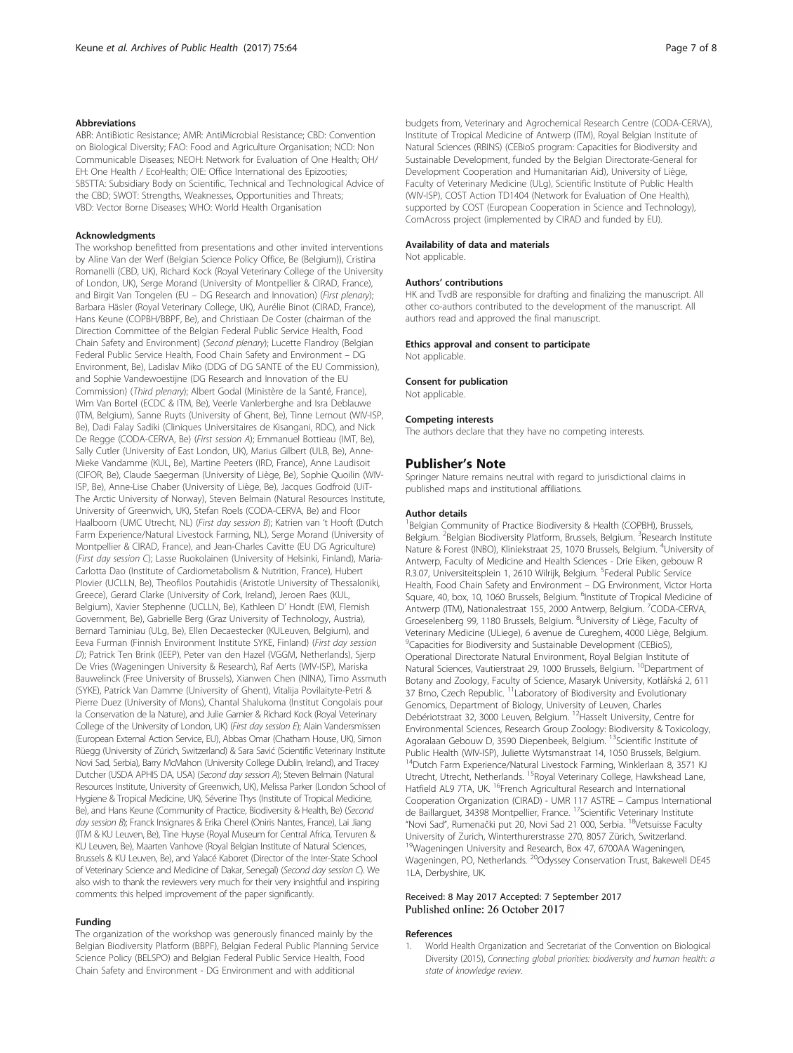#### Abbreviations

ABR: AntiBiotic Resistance; AMR: AntiMicrobial Resistance; CBD: Convention on Biological Diversity; FAO: Food and Agriculture Organisation; NCD: Non Communicable Diseases; NEOH: Network for Evaluation of One Health; OH/EH: One Health / EcoHealth; OIE: Office International des Epizooties; SBSTTA: Subsidiary Body on Scientific, Technical and Technological Advice of the CBD; SWOT: Strengths, Weaknesses, Opportunities and Threats; VBD: Vector Borne Diseases; WHO: World Health Organisation

#### Acknowledgments

The workshop benefitted from presentations and other invited interventions by Aline Van der Werf (Belgian Science Policy Office, Be (Belgium)), Cristina Romanelli (CBD, UK), Richard Kock (Royal Veterinary College of the University of London, UK), Serge Morand (University of Montpellier & CIRAD, France), and Birgit Van Tongelen (EU – DG Research and Innovation) (*First plenary*); Barbara Häsler (Royal Veterinary College, UK), Aurélie Binot (CIRAD, France), Hans Keune (COPBH/BBPF, Be), and Christiaan De Coster (chairman of the Direction Committee of the Belgian Federal Public Service Health, Food Chain Safety and Environment) (*Second plenary*); Lucette Flandroy (Belgian Federal Public Service Health, Food Chain Safety and Environment – DG Environment, Be), Ladislav Miko (DDG of DG SANTE of the EU Commission), and Sophie Vandewoestijne (DG Research and Innovation of the EU Commission) (*Third plenary*); Albert Godal (Ministère de la Santé, France), Wim Van Bortel (ECDC & ITM, Be), Veerle Vanlerberghe and Isra Deblauwe (ITM, Belgium), Sanne Ruyts (University of Ghent, Be), Tinne Lernout (WIV-ISP, Be), Dadi Falay Sadiki (Cliniques Universitaires de Kisangani, RDC), and Nick De Regge (CODA-CERVA, Be) (*First session A*); Emmanuel Bottieau (IMT, Be), Sally Cutler (University of East London, UK), Marius Gilbert (ULB, Be), Anne-Mieke Vandamme (KUL, Be), Martine Peeters (IRD, France), Anne Laudisoit (CIFOR, Be), Claude Saegerman (University of Liège, Be), Sophie Quoilin (WIV-ISP, Be), Anne-Lise Chaber (University of Liège, Be), Jacques Godfroid (UiT-The Arctic University of Norway), Steven Belmain (Natural Resources Institute, University of Greenwich, UK), Stefan Roels (CODA-CERVA, Be) and Floor Haalboom (UMC Utrecht, NL) (*First day session B*); Katrien van 't Hooft (Dutch Farm Experience/Natural Livestock Farming, NL), Serge Morand (University of Montpellier & CIRAD, France), and Jean-Charles Cavitte (EU DG Agriculture) (*First day session C*); Lasse Ruokolainen (University of Helsinki, Finland), Maria-Carlotta Dao (Institute of Cardiometabolism & Nutrition, France), Hubert Plovier (UCLLN, Be), Theofilos Poutahidis (Aristotle University of Thessaloniki, Greece), Gerard Clarke (University of Cork, Ireland), Jeroen Raes (KUL, Belgium), Xavier Stephenne (UCLLN, Be), Kathleen D' Hondt (EWI, Flemish Government, Be), Gabrielle Berg (Graz University of Technology, Austria), Bernard Taminiau (ULg, Be), Ellen Decaestecker (KULeuven, Belgium), and Eeva Furman (Finnish Environment Institute SYKE, Finland) (*First day session D*); Patrick Ten Brink (IEEP), Peter van den Hazel (VGGM, Netherlands), Sjerp De Vries (Wageningen University & Research), Raf Aerts (WIV-ISP), Mariska Bauwelinck (Free University of Brussels), Xianwen Chen (NINA), Timo Assmuth (SYKE), Patrick Van Damme (University of Ghent), Vitalija Povilaityte-Petri & Pierre Duez (University of Mons), Chantal Shalukoma (Institut Congolais pour la Conservation de la Nature), and Julie Garnier & Richard Kock (Royal Veterinary College of the University of London, UK) (*First day session E*); Alain Vandersmissen (European External Action Service, EU), Abbas Omar (Chatham House, UK), Simon Rüegg (University of Zürich, Switzerland) & Sara Savić (Scientific Veterinary Institute Novi Sad, Serbia), Barry McMahon (University College Dublin, Ireland), and Tracey Dutcher (USDA APHIS DA, USA) (*Second day session A*); Steven Belmain (Natural Resources Institute, University of Greenwich, UK), Melissa Parker (London School of Hygiene & Tropical Medicine, UK), Séverine Thys (Institute of Tropical Medicine, Be), and Hans Keune (Community of Practice, Biodiversity & Health, Be) (*Second day session B*); Franck Insignares & Erika Cherel (Oniris Nantes, France), Lai Jiang (ITM & KU Leuven, Be), Tine Huyse (Royal Museum for Central Africa, Tervuren & KU Leuven, Be), Maarten Vanhove (Royal Belgian Institute of Natural Sciences, Brussels & KU Leuven, Be), and Yalacé Kaboret (Director of the Inter-State School of Veterinary Science and Medicine of Dakar, Senegal) (*Second day session C*). We also wish to thank the reviewers very much for their very insightful and inspiring comments: this helped improvement of the paper significantly.

#### Funding

The organization of the workshop was generously financed mainly by the Belgian Biodiversity Platform (BBPF), Belgian Federal Public Planning Service Science Policy (BELSPO) and Belgian Federal Public Service Health, Food Chain Safety and Environment - DG Environment and with additional budgets from, Veterinary and Agrochemical Research Centre (CODA-CERVA), Institute of Tropical Medicine of Antwerp (ITM), Royal Belgian Institute of Natural Sciences (RBINS) (CEBioS program: Capacities for Biodiversity and Sustainable Development, funded by the Belgian Directorate-General for Development Cooperation and Humanitarian Aid), University of Liège, Faculty of Veterinary Medicine (ULg), Scientific Institute of Public Health (WIV-ISP), COST Action TD1404 (Network for Evaluation of One Health), supported by COST (European Cooperation in Science and Technology), ComAcross project (implemented by CIRAD and funded by EU).

#### Availability of data and materials

Not applicable.

#### Authors' contributions

HK and TvdB are responsible for drafting and finalizing the manuscript. All other co-authors contributed to the development of the manuscript. All authors read and approved the final manuscript.

#### Ethics approval and consent to participate

Not applicable.

#### Consent for publication

Not applicable.

#### Competing interests

The authors declare that they have no competing interests.

## Publisher's Note

Springer Nature remains neutral with regard to jurisdictional claims in published maps and institutional affiliations.

#### Author details

[1]Belgian Community of Practice Biodiversity & Health (COPBH), Brussels, Belgium. [2]Belgian Biodiversity Platform, Brussels, Belgium. [3]Research Institute Nature & Forest (INBO), Kliniekstraat 25, 1070 Brussels, Belgium. [4]University of Antwerp, Faculty of Medicine and Health Sciences - Drie Eiken, gebouw R R.3.07, Universiteitsplein 1, 2610 Wilrijk, Belgium. [5]Federal Public Service Health, Food Chain Safety and Environment – DG Environment, Victor Horta Square, 40, box, 10, 1060 Brussels, Belgium. [6]Institute of Tropical Medicine of Antwerp (ITM), Nationalestraat 155, 2000 Antwerp, Belgium. [7]CODA-CERVA, Groeselenberg 99, 1180 Brussels, Belgium. [8]University of Liège, Faculty of Veterinary Medicine (ULiege), 6 avenue de Cureghem, 4000 Liège, Belgium. [9]Capacities for Biodiversity and Sustainable Development (CEBioS), Operational Directorate Natural Environment, Royal Belgian Institute of Natural Sciences, Vautierstraat 29, 1000 Brussels, Belgium. [10]Department of Botany and Zoology, Faculty of Science, Masaryk University, Kotlářská 2, 611 37 Brno, Czech Republic. [11]Laboratory of Biodiversity and Evolutionary Genomics, Department of Biology, University of Leuven, Charles Debériotstraat 32, 3000 Leuven, Belgium. [12]Hasselt University, Centre for Environmental Sciences, Research Group Zoology: Biodiversity & Toxicology, Agoralaan Gebouw D, 3590 Diepenbeek, Belgium. [13]Scientific Institute of Public Health (WIV-ISP), Juliette Wytsmanstraat 14, 1050 Brussels, Belgium. [14]Dutch Farm Experience/Natural Livestock Farming, Winklerlaan 8, 3571 KJ Utrecht, Utrecht, Netherlands. [15]Royal Veterinary College, Hawkshead Lane, Hatfield AL9 7TA, UK. [16]French Agricultural Research and International Cooperation Organization (CIRAD) - UMR 117 ASTRE – Campus International de Baillarguet, 34398 Montpellier, France. [17]Scientific Veterinary Institute "Novi Sad", Rumenački put 20, Novi Sad 21 000, Serbia. [18]Vetsuisse Faculty University of Zurich, Winterthurerstrasse 270, 8057 Zürich, Switzerland. [19]Wageningen University and Research, Box 47, 6700AA Wageningen, Wageningen, PO, Netherlands. [20]Odyssey Conservation Trust, Bakewell DE45 1LA, Derbyshire, UK.

Received: 8 May 2017 Accepted: 7 September 2017
Published online: 26 October 2017

#### References

1. World Health Organization and Secretariat of the Convention on Biological Diversity (2015), *Connecting global priorities: biodiversity and human health: a state of knowledge review*.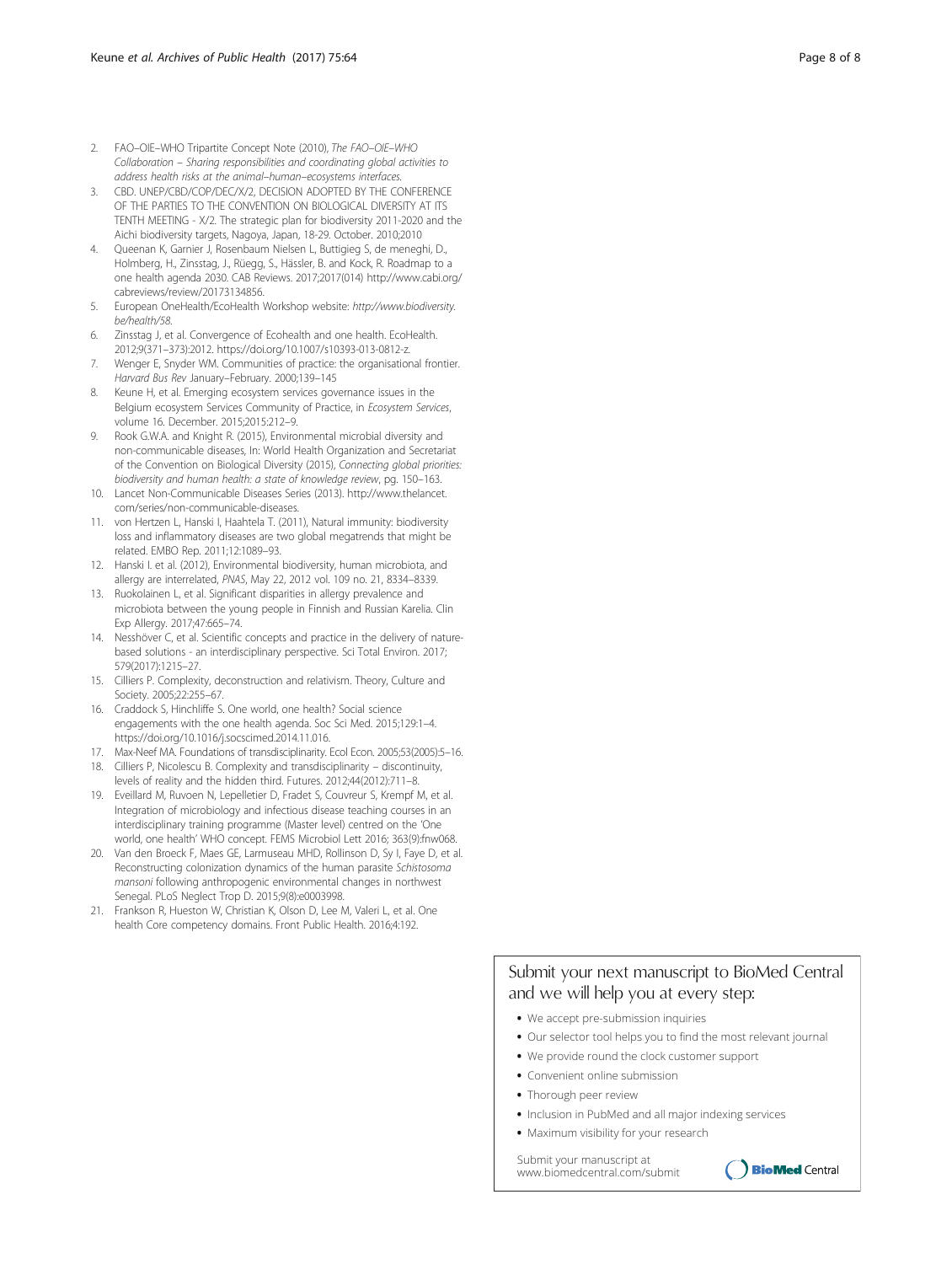2. FAO–OIE–WHO Tripartite Concept Note (2010), *The FAO–OIE–WHO Collaboration – Sharing responsibilities and coordinating global activities to address health risks at the animal–human–ecosystems interfaces.*
3. CBD. UNEP/CBD/COP/DEC/X/2, DECISION ADOPTED BY THE CONFERENCE OF THE PARTIES TO THE CONVENTION ON BIOLOGICAL DIVERSITY AT ITS TENTH MEETING - X/2. The strategic plan for biodiversity 2011-2020 and the Aichi biodiversity targets, Nagoya, Japan, 18-29. October. 2010;2010
4. Queenan K, Garnier J, Rosenbaum Nielsen L, Buttigieg S, de meneghi, D., Holmberg, H., Zinsstag, J., Rüegg, S., Hässler, B. and Kock, R. Roadmap to a one health agenda 2030. CAB Reviews. 2017;2017(014) http://www.cabi.org/cabreviews/review/20173134856.
5. European OneHealth/EcoHealth Workshop website: *http://www.biodiversity.be/health/58*.
6. Zinsstag J, et al. Convergence of Ecohealth and one health. EcoHealth. 2012;9(371–373):2012. https://doi.org/10.1007/s10393-013-0812-z.
7. Wenger E, Snyder WM. Communities of practice: the organisational frontier. *Harvard Bus Rev* January–February. 2000;139–145
8. Keune H, et al. Emerging ecosystem services governance issues in the Belgium ecosystem Services Community of Practice, in *Ecosystem Services*, volume 16. December. 2015;2015:212–9.
9. Rook G.W.A. and Knight R. (2015), Environmental microbial diversity and non-communicable diseases, In: World Health Organization and Secretariat of the Convention on Biological Diversity (2015), *Connecting global priorities: biodiversity and human health: a state of knowledge review*, pg. 150–163.
10. Lancet Non-Communicable Diseases Series (2013). http://www.thelancet.com/series/non-communicable-diseases.
11. von Hertzen L, Hanski I, Haahtela T. (2011), Natural immunity: biodiversity loss and inflammatory diseases are two global megatrends that might be related. EMBO Rep. 2011;12:1089–93.
12. Hanski I. et al. (2012), Environmental biodiversity, human microbiota, and allergy are interrelated, *PNAS*, May 22, 2012 vol. 109 no. 21, 8334–8339.
13. Ruokolainen L, et al. Significant disparities in allergy prevalence and microbiota between the young people in Finnish and Russian Karelia. Clin Exp Allergy. 2017;47:665–74.
14. Nesshöver C, et al. Scientific concepts and practice in the delivery of nature-based solutions - an interdisciplinary perspective. Sci Total Environ. 2017; 579(2017):1215–27.
15. Cilliers P. Complexity, deconstruction and relativism. Theory, Culture and Society. 2005;22:255–67.
16. Craddock S, Hinchliffe S. One world, one health? Social science engagements with the one health agenda. Soc Sci Med. 2015;129:1–4. https://doi.org/10.1016/j.socscimed.2014.11.016.
17. Max-Neef MA. Foundations of transdisciplinarity. Ecol Econ. 2005;53(2005):5–16.
18. Cilliers P, Nicolescu B. Complexity and transdisciplinarity – discontinuity, levels of reality and the hidden third. Futures. 2012;44(2012):711–8.
19. Eveillard M, Ruvoen N, Lepelletier D, Fradet S, Couvreur S, Krempf M, et al. Integration of microbiology and infectious disease teaching courses in an interdisciplinary training programme (Master level) centred on the 'One world, one health' WHO concept. FEMS Microbiol Lett 2016; 363(9):fnw068.
20. Van den Broeck F, Maes GE, Larmuseau MHD, Rollinson D, Sy I, Faye D, et al. Reconstructing colonization dynamics of the human parasite *Schistosoma mansoni* following anthropogenic environmental changes in northwest Senegal. PLoS Neglect Trop D. 2015;9(8):e0003998.
21. Frankson R, Hueston W, Christian K, Olson D, Lee M, Valeri L, et al. One health Core competency domains. Front Public Health. 2016;4:192.

Submit your next manuscript to BioMed Central and we will help you at every step:

- We accept pre-submission inquiries
- Our selector tool helps you to find the most relevant journal
- We provide round the clock customer support
- Convenient online submission
- Thorough peer review
- Inclusion in PubMed and all major indexing services
- Maximum visibility for your research

Submit your manuscript at www.biomedcentral.com/submit

BioMed Central